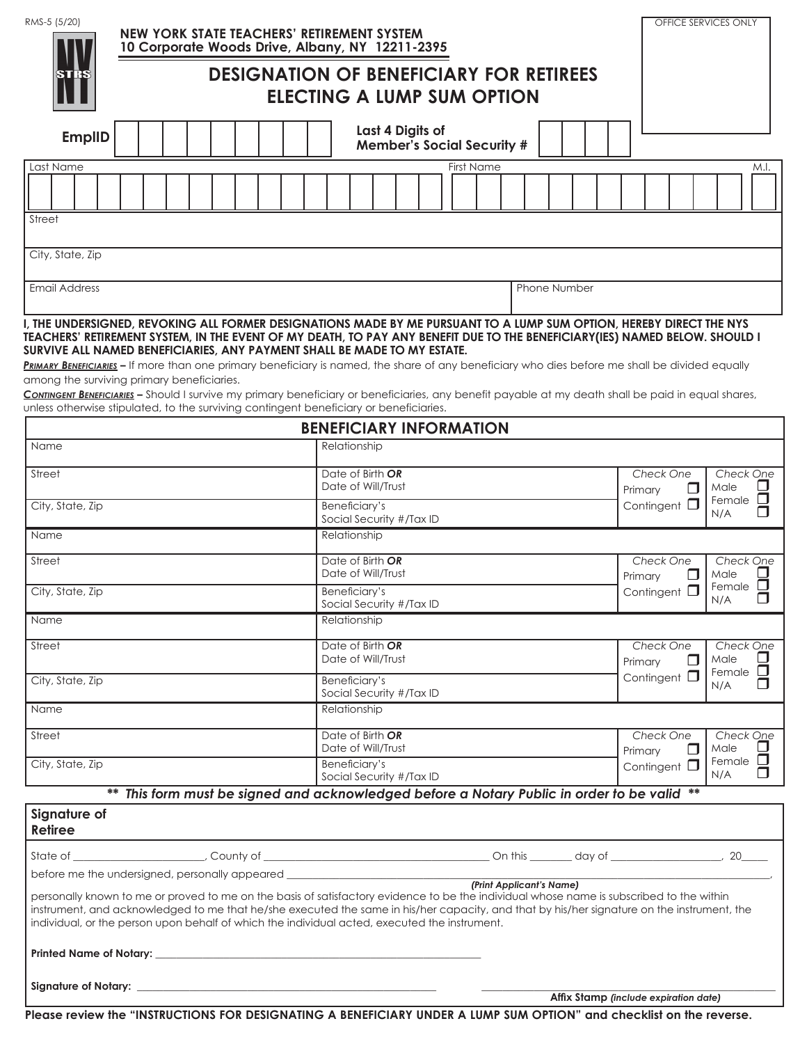RMS-5 (5/20)

**NEW YORK STATE TEACHERS' RETIREMENT SYSTEM**
**10 Corporate Woods Drive, Albany, NY 12211-2395**

OFFICE SERVICES ONLY

# DESIGNATION OF BENEFICIARY FOR RETIREES ELECTING A LUMP SUM OPTION

| **EmplID** | | **Last 4 Digits of Member's Social Security #** | |
|---|---|---|---|

| Last Name | First Name | M.I. |
|---|---|---|
| | | |

| Street | |
|---|---|
| City, State, Zip | |
| Email Address | Phone Number |

**I, THE UNDERSIGNED, REVOKING ALL FORMER DESIGNATIONS MADE BY ME PURSUANT TO A LUMP SUM OPTION, HEREBY DIRECT THE NYS TEACHERS' RETIREMENT SYSTEM, IN THE EVENT OF MY DEATH, TO PAY ANY BENEFIT DUE TO THE BENEFICIARY(IES) NAMED BELOW. SHOULD I SURVIVE ALL NAMED BENEFICIARIES, ANY PAYMENT SHALL BE MADE TO MY ESTATE.**

***Primary Beneficiaries*** **–** If more than one primary beneficiary is named, the share of any beneficiary who dies before me shall be divided equally among the surviving primary beneficiaries.

***Contingent Beneficiaries*** **–** Should I survive my primary beneficiary or beneficiaries, any benefit payable at my death shall be paid in equal shares, unless otherwise stipulated, to the surviving contingent beneficiary or beneficiaries.

## BENEFICIARY INFORMATION

| Name | Relationship | | |
|---|---|---|---|
| Street | Date of Birth ***OR*** Date of Will/Trust | *Check One* Primary ☐ Contingent ☐ | *Check One* Male ☐ Female ☐ N/A ☐ |
| City, State, Zip | Beneficiary's Social Security #/Tax ID | | |
| Name | Relationship | | |
| Street | Date of Birth ***OR*** Date of Will/Trust | *Check One* Primary ☐ Contingent ☐ | *Check One* Male ☐ Female ☐ N/A ☐ |
| City, State, Zip | Beneficiary's Social Security #/Tax ID | | |
| Name | Relationship | | |
| Street | Date of Birth ***OR*** Date of Will/Trust | *Check One* Primary ☐ Contingent ☐ | *Check One* Male ☐ Female ☐ N/A ☐ |
| City, State, Zip | Beneficiary's Social Security #/Tax ID | | |
| Name | Relationship | | |
| Street | Date of Birth ***OR*** Date of Will/Trust | *Check One* Primary ☐ Contingent ☐ | *Check One* Male ☐ Female ☐ N/A ☐ |
| City, State, Zip | Beneficiary's Social Security #/Tax ID | | |

***\*\* This form must be signed and acknowledged before a Notary Public in order to be valid \*\****

**Signature of Retiree**

State of ______________________, County of ________________________________________ On this _______ day of ___________________, 20_____

before me the undersigned, personally appeared ________________________________________________________________________________,
***(Print Applicant's Name)***

personally known to me or proved to me on the basis of satisfactory evidence to be the individual whose name is subscribed to the within instrument, and acknowledged to me that he/she executed the same in his/her capacity, and that by his/her signature on the instrument, the individual, or the person upon behalf of which the individual acted, executed the instrument.

**Printed Name of Notary:** ____________________________________________________________

**Signature of Notary:** ________________________________________________________ ________________________________________
**Affix Stamp** ***(include expiration date)***

**Please review the "INSTRUCTIONS FOR DESIGNATING A BENEFICIARY UNDER A LUMP SUM OPTION" and checklist on the reverse.**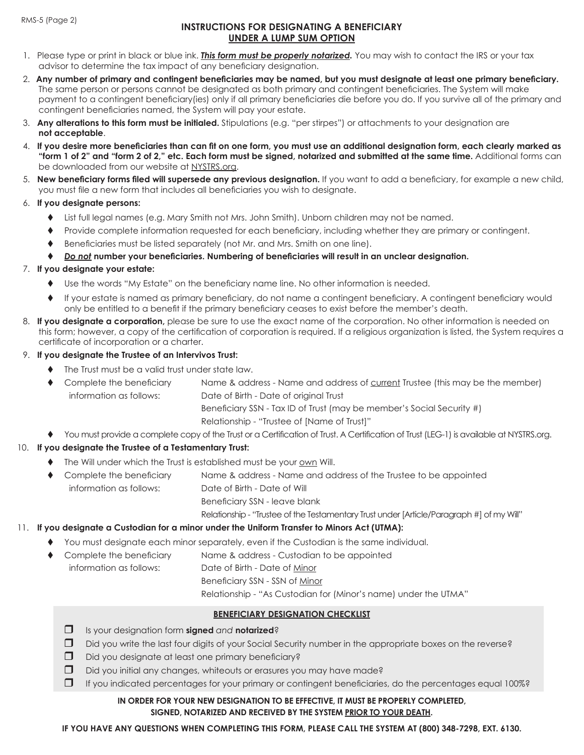## INSTRUCTIONS FOR DESIGNATING A BENEFICIARY UNDER A LUMP SUM OPTION

1. Please type or print in black or blue ink. ***This form must be properly notarized.*** You may wish to contact the IRS or your tax advisor to determine the tax impact of any beneficiary designation.
2. **Any number of primary and contingent beneficiaries may be named, but you must designate at least one primary beneficiary.** The same person or persons cannot be designated as both primary and contingent beneficiaries. The System will make payment to a contingent beneficiary(ies) only if all primary beneficiaries die before you do. If you survive all of the primary and contingent beneficiaries named, the System will pay your estate.
3. **Any alterations to this form must be initialed.** Stipulations (e.g. "per stirpes") or attachments to your designation are **not acceptable**.
4. **If you desire more beneficiaries than can fit on one form, you must use an additional designation form, each clearly marked as "form 1 of 2" and "form 2 of 2," etc. Each form must be signed, notarized and submitted at the same time.** Additional forms can be downloaded from our website at NYSTRS.org.
5. **New beneficiary forms filed will supersede any previous designation.** If you want to add a beneficiary, for example a new child, you must file a new form that includes all beneficiaries you wish to designate.
6. **If you designate persons:**
   - List full legal names (e.g. Mary Smith not Mrs. John Smith). Unborn children may not be named.
   - Provide complete information requested for each beneficiary, including whether they are primary or contingent.
   - Beneficiaries must be listed separately (not Mr. and Mrs. Smith on one line).
   - ***Do not*** **number your beneficiaries. Numbering of beneficiaries will result in an unclear designation.**
7. **If you designate your estate:**
   - Use the words "My Estate" on the beneficiary name line. No other information is needed.
   - If your estate is named as primary beneficiary, do not name a contingent beneficiary. A contingent beneficiary would only be entitled to a benefit if the primary beneficiary ceases to exist before the member's death.
8. **If you designate a corporation,** please be sure to use the exact name of the corporation. No other information is needed on this form; however, a copy of the certification of corporation is required. If a religious organization is listed, the System requires a certificate of incorporation or a charter.
9. **If you designate the Trustee of an Intervivos Trust:**
   - The Trust must be a valid trust under state law.
   - Complete the beneficiary information as follows:
     - Name & address - Name and address of current Trustee (this may be the member)
     - Date of Birth - Date of original Trust
     - Beneficiary SSN - Tax ID of Trust (may be member's Social Security #)
     - Relationship - "Trustee of [Name of Trust]"
   - You must provide a complete copy of the Trust or a Certification of Trust. A Certification of Trust (LEG-1) is available at NYSTRS.org.
10. **If you designate the Trustee of a Testamentary Trust:**
    - The Will under which the Trust is established must be your own Will.
    - Complete the beneficiary information as follows:
      - Name & address - Name and address of the Trustee to be appointed
      - Date of Birth - Date of Will
      - Beneficiary SSN - leave blank
      - Relationship - "Trustee of the Testamentary Trust under [Article/Paragraph #] of my Will"
11. **If you designate a Custodian for a minor under the Uniform Transfer to Minors Act (UTMA):**
    - You must designate each minor separately, even if the Custodian is the same individual.
    - Complete the beneficiary information as follows:
      - Name & address - Custodian to be appointed
      - Date of Birth - Date of Minor
      - Beneficiary SSN - SSN of Minor
      - Relationship - "As Custodian for (Minor's name) under the UTMA"

### BENEFICIARY DESIGNATION CHECKLIST

- ☐ Is your designation form **signed** *and* **notarized**?
- ☐ Did you write the last four digits of your Social Security number in the appropriate boxes on the reverse?
- ☐ Did you designate at least one primary beneficiary?
- ☐ Did you initial any changes, whiteouts or erasures you may have made?
- ☐ If you indicated percentages for your primary or contingent beneficiaries, do the percentages equal 100%?

**IN ORDER FOR YOUR NEW DESIGNATION TO BE EFFECTIVE, IT MUST BE PROPERLY COMPLETED, SIGNED, NOTARIZED AND RECEIVED BY THE SYSTEM PRIOR TO YOUR DEATH.**

**IF YOU HAVE ANY QUESTIONS WHEN COMPLETING THIS FORM, PLEASE CALL THE SYSTEM AT (800) 348-7298, EXT. 6130.**